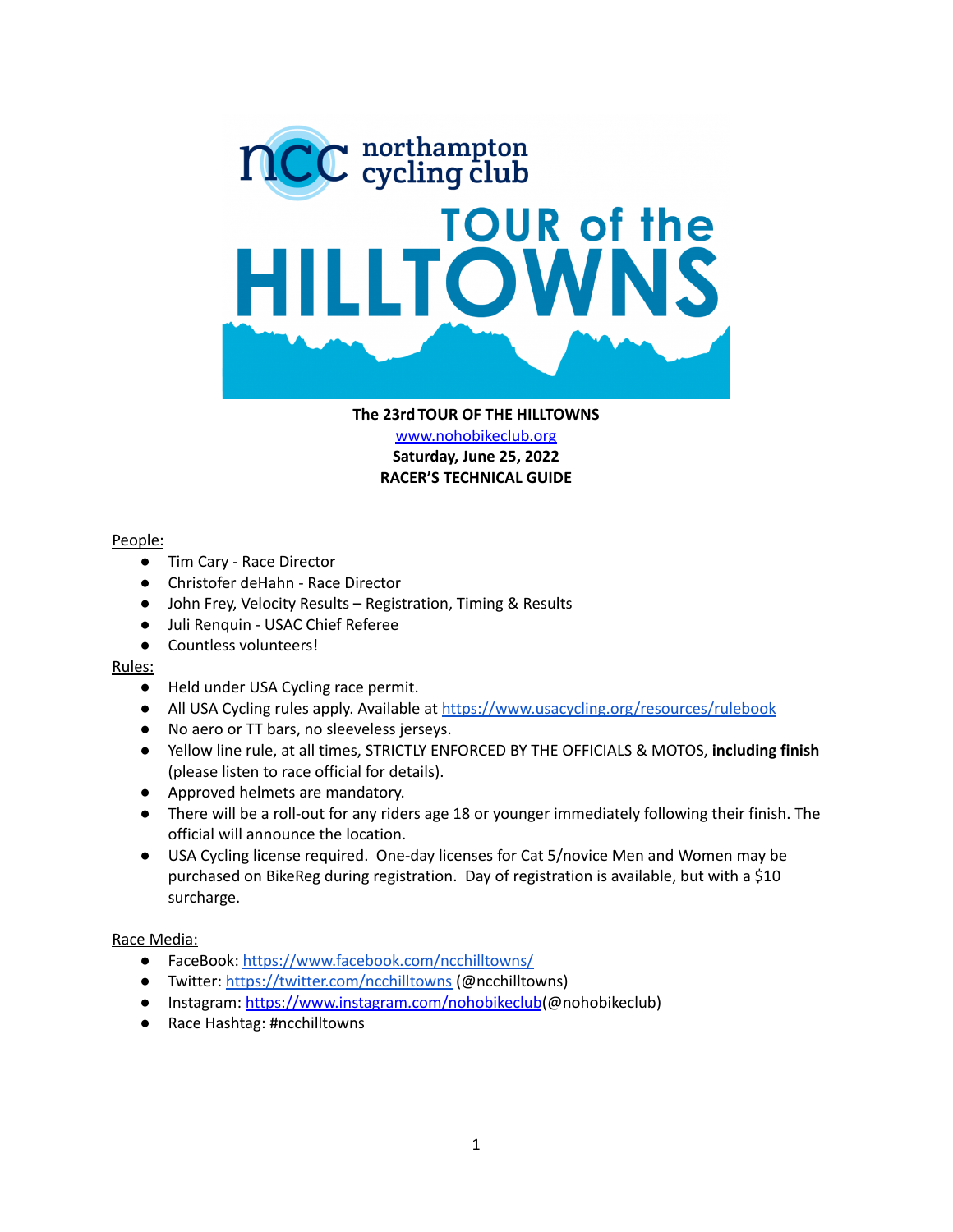**The 23rd TOUR OF THE HILLTOWNS**

[www.nohobikeclub.org](http://www.nohobikeclub.org)

**Saturday, June 25, 2022**

**RACER'S TECHNICAL GUIDE**

People:

- Tim Cary - Race Director
- Christofer deHahn - Race Director
- John Frey, Velocity Results – Registration, Timing & Results
- Juli Renquin - USAC Chief Referee
- Countless volunteers!

Rules:

- Held under USA Cycling race permit.
- All USA Cycling rules apply. Available at https://www.usacycling.org/resources/rulebook
- No aero or TT bars, no sleeveless jerseys.
- Yellow line rule, at all times, STRICTLY ENFORCED BY THE OFFICIALS & MOTOS, **including finish** (please listen to race official for details).
- Approved helmets are mandatory.
- There will be a roll-out for any riders age 18 or younger immediately following their finish. The official will announce the location.
- USA Cycling license required. One-day licenses for Cat 5/novice Men and Women may be purchased on BikeReg during registration. Day of registration is available, but with a $10 surcharge.

Race Media:

- FaceBook: https://www.facebook.com/ncchilltowns/
- Twitter: https://twitter.com/ncchilltowns (@ncchilltowns)
- Instagram: https://www.instagram.com/nohobikeclub(@nohobikeclub)
- Race Hashtag: #ncchilltowns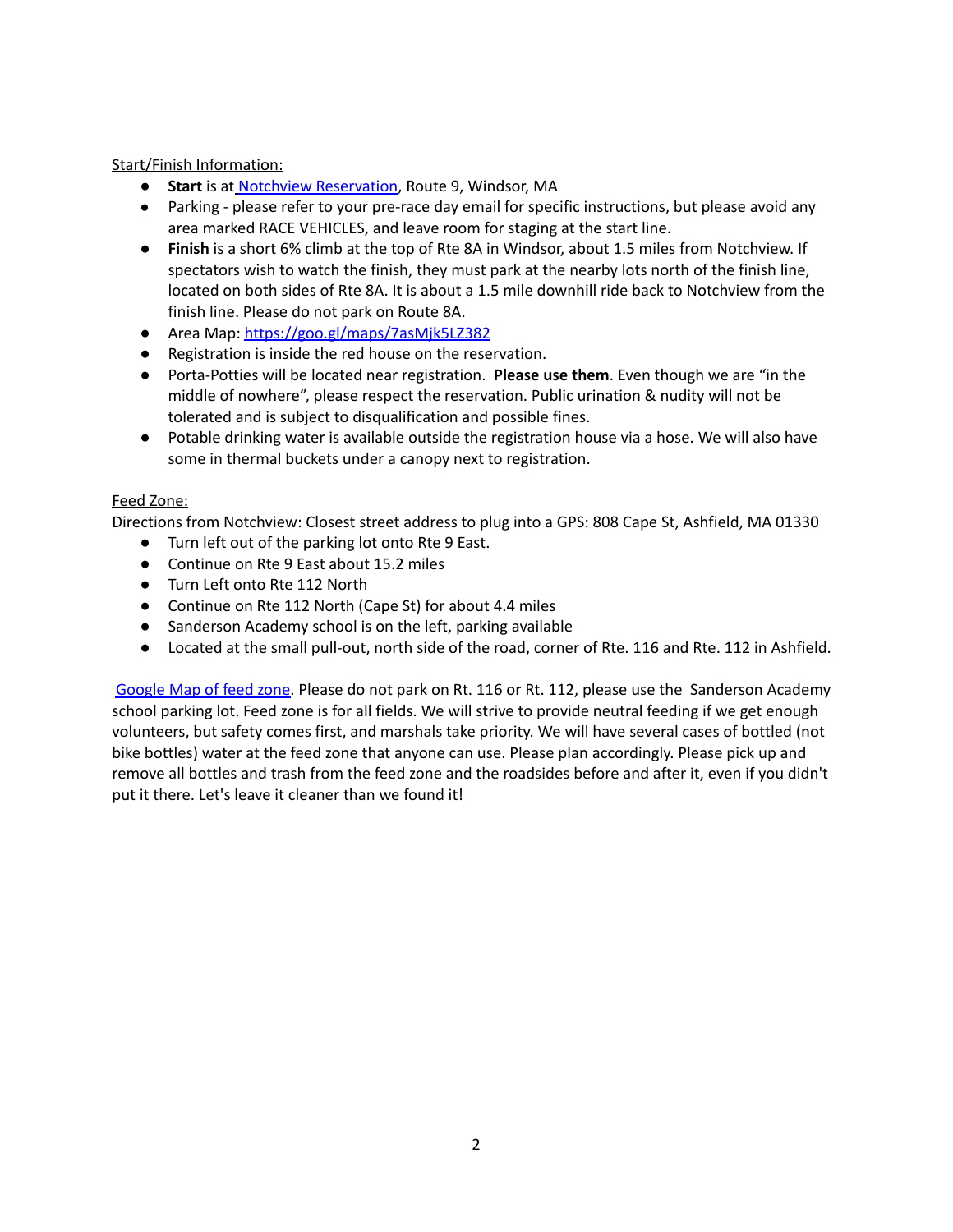Start/Finish Information:

- **Start** is at [Notchview Reservation](), Route 9, Windsor, MA
- Parking - please refer to your pre-race day email for specific instructions, but please avoid any area marked RACE VEHICLES, and leave room for staging at the start line.
- **Finish** is a short 6% climb at the top of Rte 8A in Windsor, about 1.5 miles from Notchview. If spectators wish to watch the finish, they must park at the nearby lots north of the finish line, located on both sides of Rte 8A. It is about a 1.5 mile downhill ride back to Notchview from the finish line. Please do not park on Route 8A.
- Area Map: https://goo.gl/maps/7asMjk5LZ382
- Registration is inside the red house on the reservation.
- Porta-Potties will be located near registration. **Please use them**. Even though we are "in the middle of nowhere", please respect the reservation. Public urination & nudity will not be tolerated and is subject to disqualification and possible fines.
- Potable drinking water is available outside the registration house via a hose. We will also have some in thermal buckets under a canopy next to registration.

Feed Zone:

Directions from Notchview: Closest street address to plug into a GPS: 808 Cape St, Ashfield, MA 01330

- Turn left out of the parking lot onto Rte 9 East.
- Continue on Rte 9 East about 15.2 miles
- Turn Left onto Rte 112 North
- Continue on Rte 112 North (Cape St) for about 4.4 miles
- Sanderson Academy school is on the left, parking available
- Located at the small pull-out, north side of the road, corner of Rte. 116 and Rte. 112 in Ashfield.

[Google Map of feed zone](). Please do not park on Rt. 116 or Rt. 112, please use the Sanderson Academy school parking lot. Feed zone is for all fields. We will strive to provide neutral feeding if we get enough volunteers, but safety comes first, and marshals take priority. We will have several cases of bottled (not bike bottles) water at the feed zone that anyone can use. Please plan accordingly. Please pick up and remove all bottles and trash from the feed zone and the roadsides before and after it, even if you didn't put it there. Let's leave it cleaner than we found it!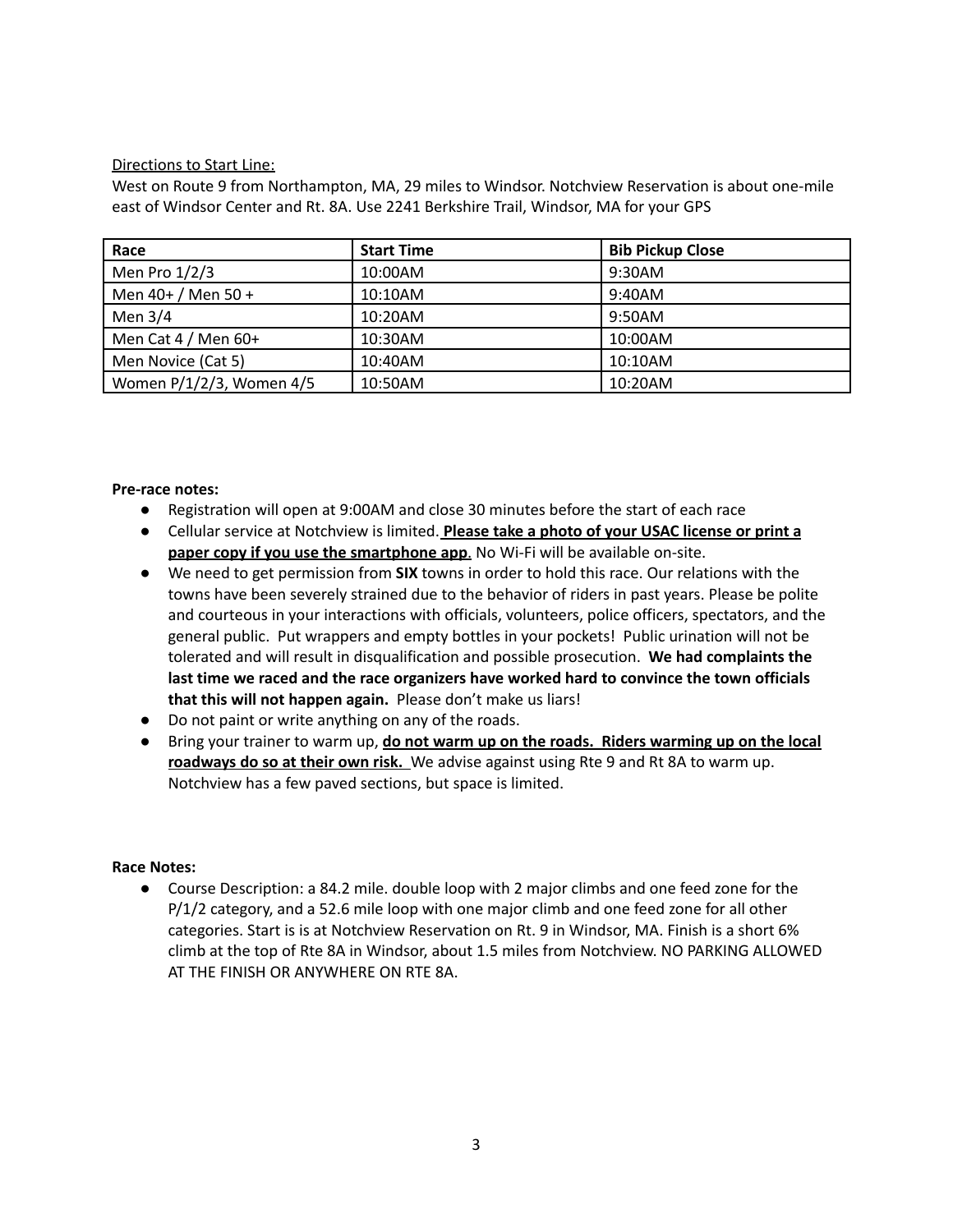Directions to Start Line:

West on Route 9 from Northampton, MA, 29 miles to Windsor. Notchview Reservation is about one-mile east of Windsor Center and Rt. 8A. Use 2241 Berkshire Trail, Windsor, MA for your GPS

| Race | Start Time | Bib Pickup Close |
|---|---|---|
| Men Pro 1/2/3 | 10:00AM | 9:30AM |
| Men 40+ / Men 50 + | 10:10AM | 9:40AM |
| Men 3/4 | 10:20AM | 9:50AM |
| Men Cat 4 / Men 60+ | 10:30AM | 10:00AM |
| Men Novice (Cat 5) | 10:40AM | 10:10AM |
| Women P/1/2/3, Women 4/5 | 10:50AM | 10:20AM |

**Pre-race notes:**

- Registration will open at 9:00AM and close 30 minutes before the start of each race
- Cellular service at Notchview is limited. **Please take a photo of your USAC license or print a paper copy if you use the smartphone app**. No Wi-Fi will be available on-site.
- We need to get permission from **SIX** towns in order to hold this race. Our relations with the towns have been severely strained due to the behavior of riders in past years. Please be polite and courteous in your interactions with officials, volunteers, police officers, spectators, and the general public. Put wrappers and empty bottles in your pockets! Public urination will not be tolerated and will result in disqualification and possible prosecution. **We had complaints the last time we raced and the race organizers have worked hard to convince the town officials that this will not happen again.** Please don't make us liars!
- Do not paint or write anything on any of the roads.
- Bring your trainer to warm up, **do not warm up on the roads. Riders warming up on the local roadways do so at their own risk.** We advise against using Rte 9 and Rt 8A to warm up. Notchview has a few paved sections, but space is limited.

**Race Notes:**

- Course Description: a 84.2 mile. double loop with 2 major climbs and one feed zone for the P/1/2 category, and a 52.6 mile loop with one major climb and one feed zone for all other categories. Start is is at Notchview Reservation on Rt. 9 in Windsor, MA. Finish is a short 6% climb at the top of Rte 8A in Windsor, about 1.5 miles from Notchview. NO PARKING ALLOWED AT THE FINISH OR ANYWHERE ON RTE 8A.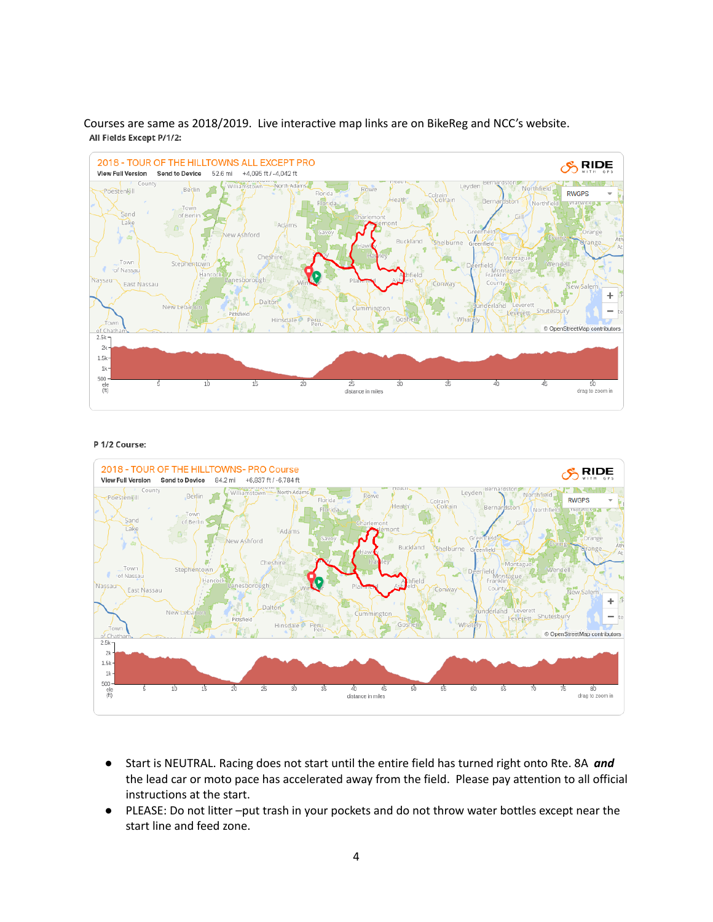Courses are same as 2018/2019. Live interactive map links are on BikeReg and NCC's website.

**All Fields Except P/1/2:**

2018 - TOUR OF THE HILLTOWNS ALL EXCEPT PRO

View Full Version Send to Device 52.6 mi +4,095 ft / -4,042 ft

**P 1/2 Course:**

2018 - TOUR OF THE HILLTOWNS- PRO Course

View Full Version Send to Device 84.2 mi +6,837 ft / -6,784 ft

- Start is NEUTRAL. Racing does not start until the entire field has turned right onto Rte. 8A ***and*** the lead car or moto pace has accelerated away from the field. Please pay attention to all official instructions at the start.
- PLEASE: Do not litter –put trash in your pockets and do not throw water bottles except near the start line and feed zone.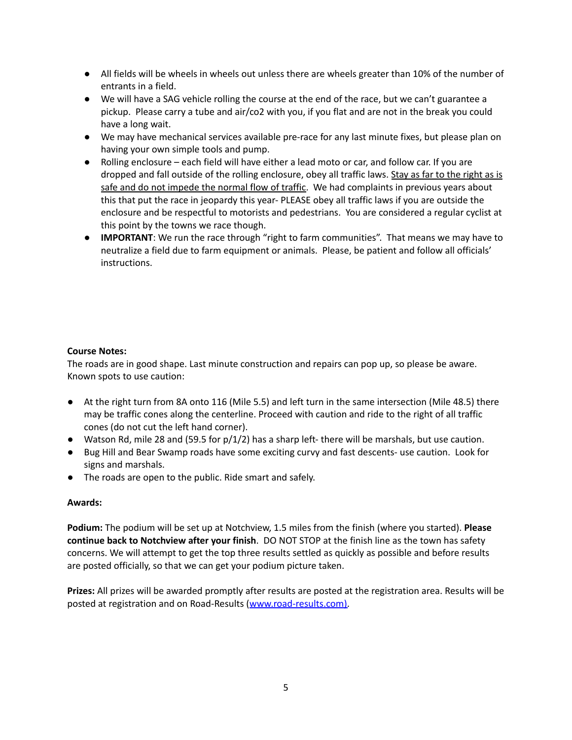- All fields will be wheels in wheels out unless there are wheels greater than 10% of the number of entrants in a field.
- We will have a SAG vehicle rolling the course at the end of the race, but we can't guarantee a pickup. Please carry a tube and air/co2 with you, if you flat and are not in the break you could have a long wait.
- We may have mechanical services available pre-race for any last minute fixes, but please plan on having your own simple tools and pump.
- Rolling enclosure – each field will have either a lead moto or car, and follow car. If you are dropped and fall outside of the rolling enclosure, obey all traffic laws. <u>Stay as far to the right as is safe and do not impede the normal flow of traffic</u>. We had complaints in previous years about this that put the race in jeopardy this year- PLEASE obey all traffic laws if you are outside the enclosure and be respectful to motorists and pedestrians. You are considered a regular cyclist at this point by the towns we race though.
- **IMPORTANT**: We run the race through "right to farm communities". That means we may have to neutralize a field due to farm equipment or animals. Please, be patient and follow all officials' instructions.

**Course Notes:**

The roads are in good shape. Last minute construction and repairs can pop up, so please be aware. Known spots to use caution:

- At the right turn from 8A onto 116 (Mile 5.5) and left turn in the same intersection (Mile 48.5) there may be traffic cones along the centerline. Proceed with caution and ride to the right of all traffic cones (do not cut the left hand corner).
- Watson Rd, mile 28 and (59.5 for p/1/2) has a sharp left- there will be marshals, but use caution.
- Bug Hill and Bear Swamp roads have some exciting curvy and fast descents- use caution. Look for signs and marshals.
- The roads are open to the public. Ride smart and safely.

**Awards:**

**Podium:** The podium will be set up at Notchview, 1.5 miles from the finish (where you started). **Please continue back to Notchview after your finish**. DO NOT STOP at the finish line as the town has safety concerns. We will attempt to get the top three results settled as quickly as possible and before results are posted officially, so that we can get your podium picture taken.

**Prizes:** All prizes will be awarded promptly after results are posted at the registration area. Results will be posted at registration and on Road-Results ([www.road-results.com)](www.road-results.com).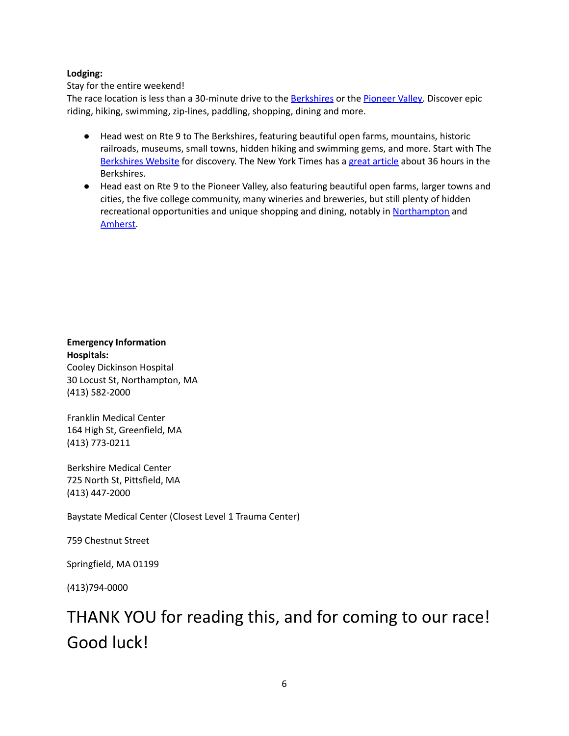**Lodging:**

Stay for the entire weekend!

The race location is less than a 30-minute drive to the Berkshires or the Pioneer Valley. Discover epic riding, hiking, swimming, zip-lines, paddling, shopping, dining and more.

- Head west on Rte 9 to The Berkshires, featuring beautiful open farms, mountains, historic railroads, museums, small towns, hidden hiking and swimming gems, and more. Start with The Berkshires Website for discovery. The New York Times has a great article about 36 hours in the Berkshires.
- Head east on Rte 9 to the Pioneer Valley, also featuring beautiful open farms, larger towns and cities, the five college community, many wineries and breweries, but still plenty of hidden recreational opportunities and unique shopping and dining, notably in Northampton and Amherst.

**Emergency Information**

**Hospitals:**

Cooley Dickinson Hospital
30 Locust St, Northampton, MA
(413) 582-2000

Franklin Medical Center
164 High St, Greenfield, MA
(413) 773-0211

Berkshire Medical Center
725 North St, Pittsfield, MA
(413) 447-2000

Baystate Medical Center (Closest Level 1 Trauma Center)

759 Chestnut Street

Springfield, MA 01199

(413)794-0000

# THANK YOU for reading this, and for coming to our race! Good luck!